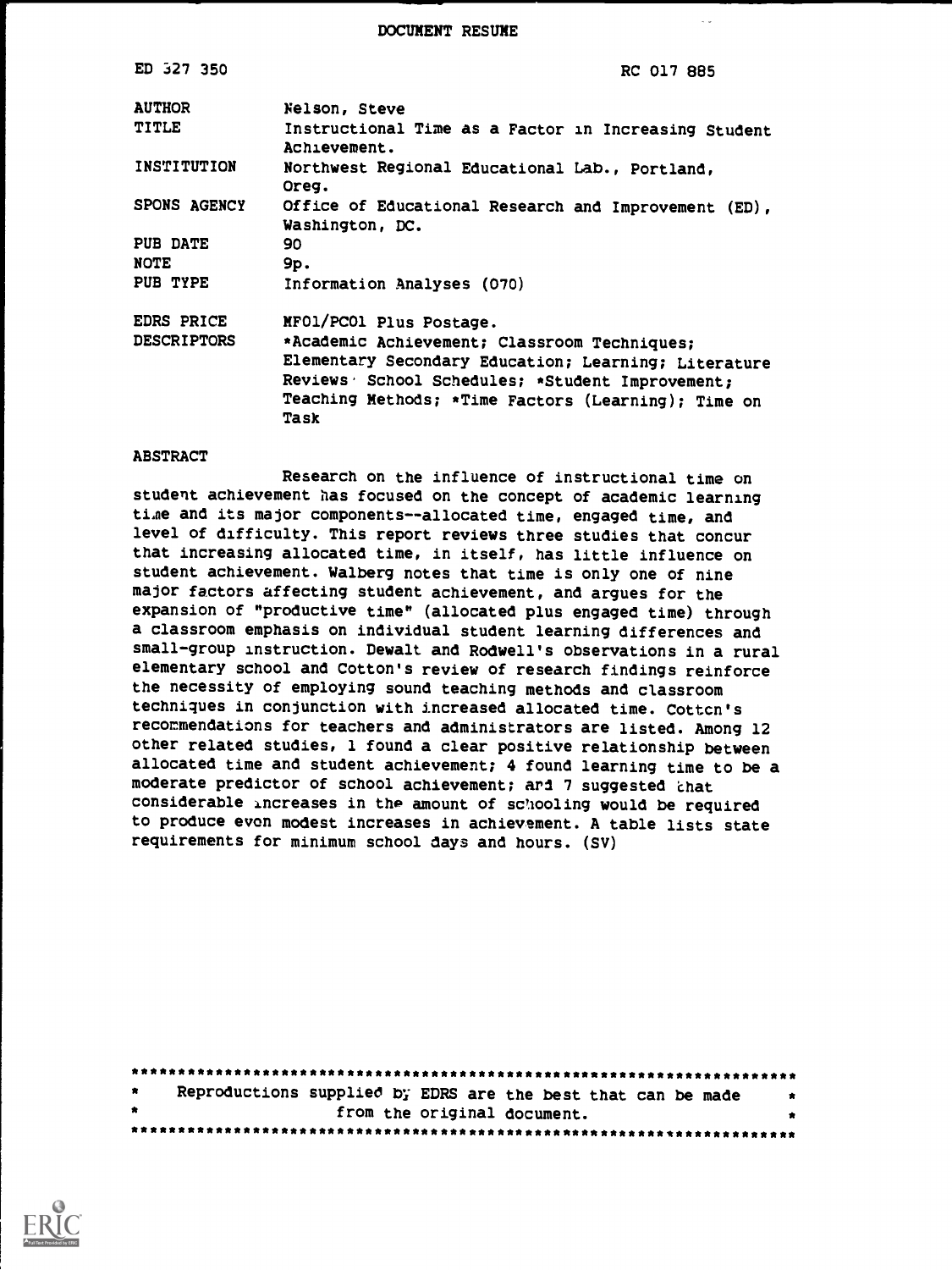DOCUMENT RESUME

| | |
|---|---|
| ED 327 350 | RC 017 885 |
| AUTHOR | Nelson, Steve |
| TITLE | Instructional Time as a Factor in Increasing Student Achievement. |
| INSTITUTION | Northwest Regional Educational Lab., Portland, Oreg. |
| SPONS AGENCY | Office of Educational Research and Improvement (ED), Washington, DC. |
| PUB DATE | 90 |
| NOTE | 9p. |
| PUB TYPE | Information Analyses (070) |
| EDRS PRICE | MF01/PC01 Plus Postage. |
| DESCRIPTORS | *Academic Achievement; Classroom Techniques; Elementary Secondary Education; Learning; Literature Reviews; School Schedules; *Student Improvement; Teaching Methods; *Time Factors (Learning); Time on Task |

ABSTRACT

Research on the influence of instructional time on student achievement has focused on the concept of academic learning time and its major components--allocated time, engaged time, and level of difficulty. This report reviews three studies that concur that increasing allocated time, in itself, has little influence on student achievement. Walberg notes that time is only one of nine major factors affecting student achievement, and argues for the expansion of "productive time" (allocated plus engaged time) through a classroom emphasis on individual student learning differences and small-group instruction. Dewalt and Rodwell's observations in a rural elementary school and Cotton's review of research findings reinforce the necessity of employing sound teaching methods and classroom techniques in conjunction with increased allocated time. Cotton's recommendations for teachers and administrators are listed. Among 12 other related studies, 1 found a clear positive relationship between allocated time and student achievement; 4 found learning time to be a moderate predictor of school achievement; and 7 suggested that considerable increases in the amount of schooling would be required to produce even modest increases in achievement. A table lists state requirements for minimum school days and hours. (SV)

***********************************************************************
* Reproductions supplied by EDRS are the best that can be made *
* from the original document. *
***********************************************************************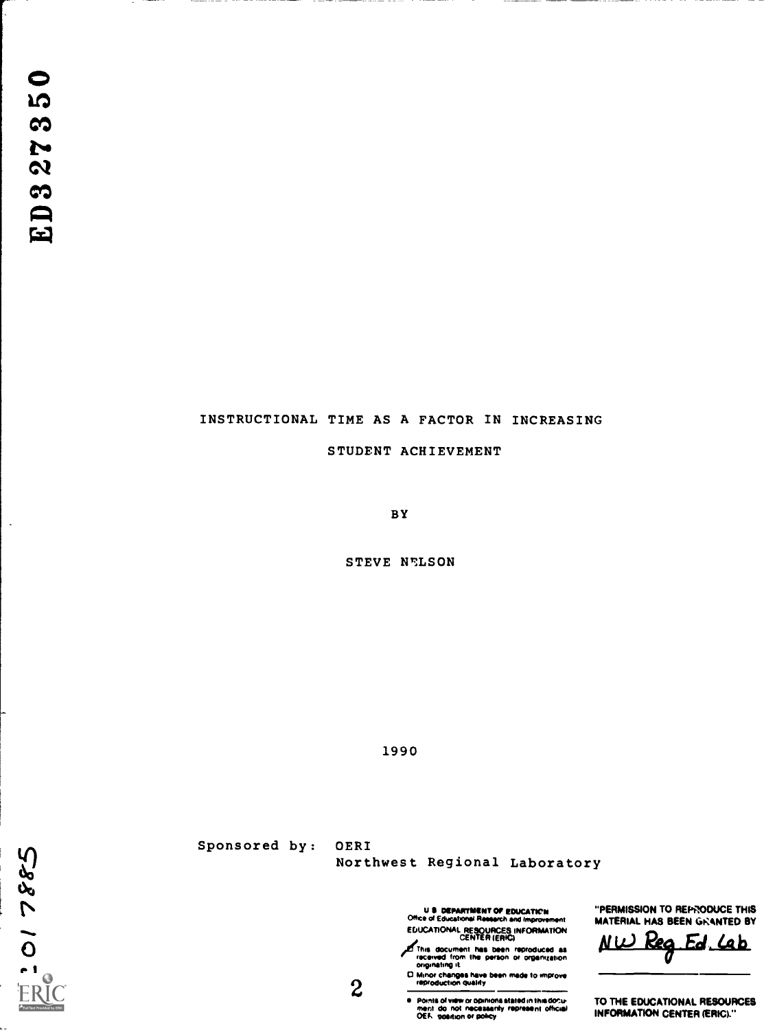ED327350

# INSTRUCTIONAL TIME AS A FACTOR IN INCREASING STUDENT ACHIEVEMENT

BY

STEVE NELSON

1990

Sponsored by: OERI
Northwest Regional Laboratory

U.S. DEPARTMENT OF EDUCATION
Office of Educational Research and Improvement
EDUCATIONAL RESOURCES INFORMATION CENTER (ERIC)

- This document has been reproduced as received from the person or organization originating it.
- Minor changes have been made to improve reproduction quality.
- Points of view or opinions stated in this document do not necessarily represent official OERI position or policy

"PERMISSION TO REPRODUCE THIS MATERIAL HAS BEEN GRANTED BY

NW Reg. Ed. Lab

TO THE EDUCATIONAL RESOURCES INFORMATION CENTER (ERIC)."

017885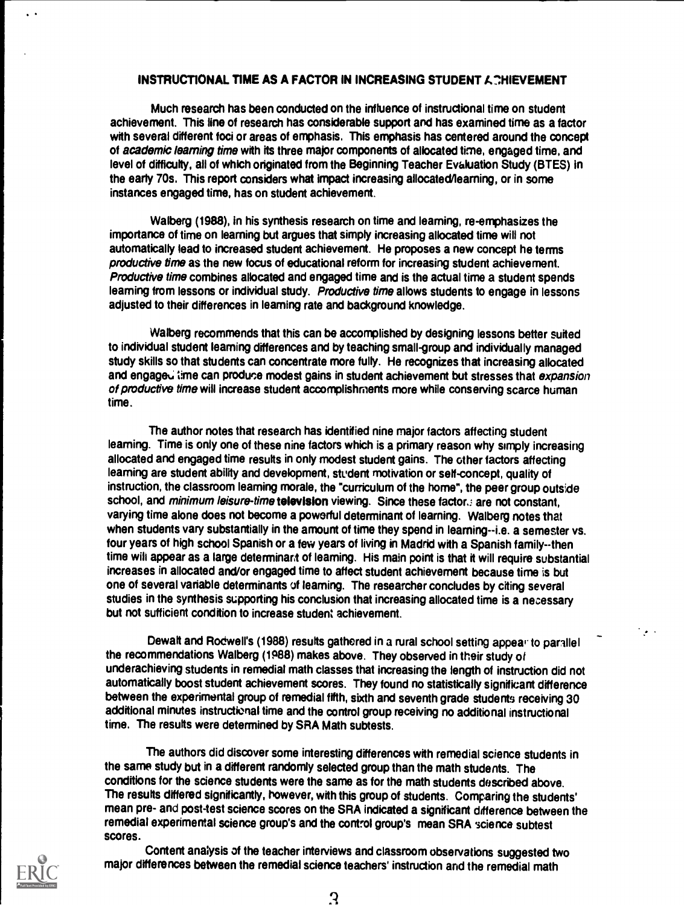## INSTRUCTIONAL TIME AS A FACTOR IN INCREASING STUDENT ACHIEVEMENT

Much research has been conducted on the influence of instructional time on student achievement. This line of research has considerable support and has examined time as a factor with several different foci or areas of emphasis. This emphasis has centered around the concept of *academic learning time* with its three major components of allocated time, engaged time, and level of difficulty, all of which originated from the Beginning Teacher Evaluation Study (BTES) in the early 70s. This report considers what impact increasing allocated/learning, or in some instances engaged time, has on student achievement.

Walberg (1988), in his synthesis research on time and learning, re-emphasizes the importance of time on learning but argues that simply increasing allocated time will not automatically lead to increased student achievement. He proposes a new concept he terms *productive time* as the new focus of educational reform for increasing student achievement. *Productive time* combines allocated and engaged time and is the actual time a student spends learning from lessons or individual study. *Productive time* allows students to engage in lessons adjusted to their differences in learning rate and background knowledge.

Walberg recommends that this can be accomplished by designing lessons better suited to individual student learning differences and by teaching small-group and individually managed study skills so that students can concentrate more fully. He recognizes that increasing allocated and engaged time can produce modest gains in student achievement but stresses that *expansion of productive time* will increase student accomplishments more while conserving scarce human time.

The author notes that research has identified nine major factors affecting student learning. Time is only one of these nine factors which is a primary reason why simply increasing allocated and engaged time results in only modest student gains. The other factors affecting learning are student ability and development, student motivation or self-concept, quality of instruction, the classroom learning morale, the "curriculum of the home", the peer group outside school, and *minimum leisure-time* **television** viewing. Since these factors are not constant, varying time alone does not become a powerful determinant of learning. Walberg notes that when students vary substantially in the amount of time they spend in learning--i.e. a semester vs. four years of high school Spanish or a few years of living in Madrid with a Spanish family--then time will appear as a large determinant of learning. His main point is that it will require substantial increases in allocated and/or engaged time to affect student achievement because time is but one of several variable determinants of learning. The researcher concludes by citing several studies in the synthesis supporting his conclusion that increasing allocated time is a necessary but not sufficient condition to increase student achievement.

Dewalt and Rodwell's (1988) results gathered in a rural school setting appear to parallel the recommendations Walberg (1988) makes above. They observed in their study of underachieving students in remedial math classes that increasing the length of instruction did not automatically boost student achievement scores. They found no statistically significant difference between the experimental group of remedial fifth, sixth and seventh grade students receiving 30 additional minutes instructional time and the control group receiving no additional instructional time. The results were determined by SRA Math subtests.

The authors did discover some interesting differences with remedial science students in the same study but in a different randomly selected group than the math students. The conditions for the science students were the same as for the math students described above. The results differed significantly, however, with this group of students. Comparing the students' mean pre- and post-test science scores on the SRA indicated a significant difference between the remedial experimental science group's and the control group's mean SRA science subtest scores.

Content analysis of the teacher interviews and classroom observations suggested two major differences between the remedial science teachers' instruction and the remedial math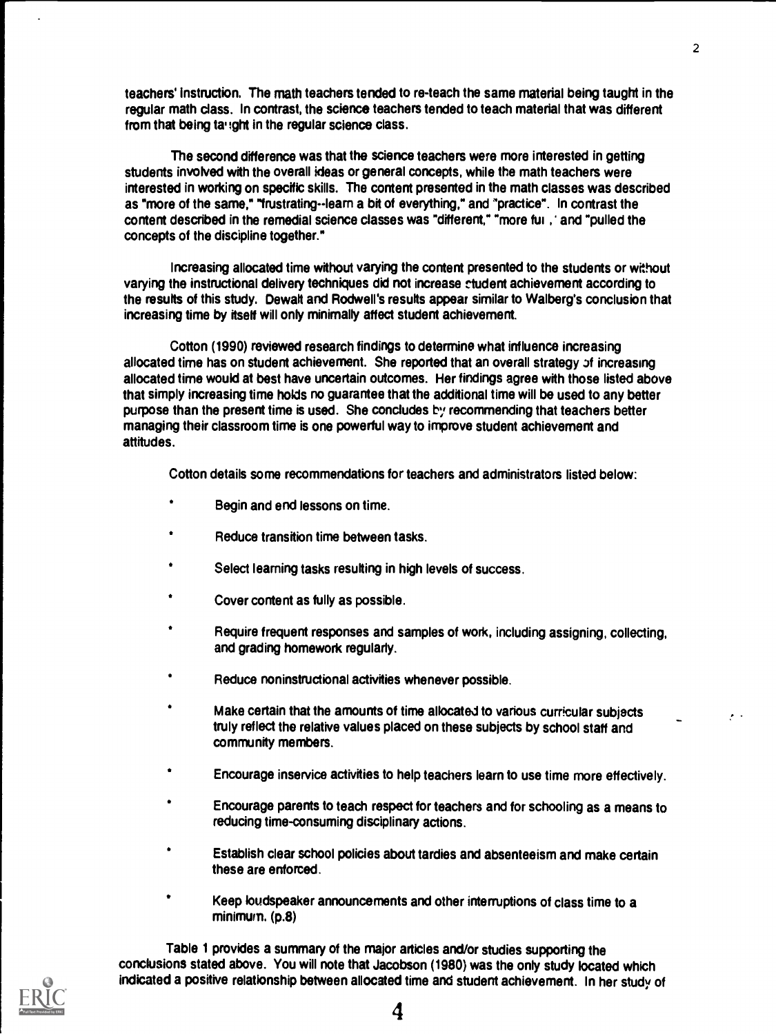teachers' instruction. The math teachers tended to re-teach the same material being taught in the regular math class. In contrast, the science teachers tended to teach material that was different from that being taught in the regular science class.

The second difference was that the science teachers were more interested in getting students involved with the overall ideas or general concepts, while the math teachers were interested in working on specific skills. The content presented in the math classes was described as "more of the same," "frustrating--learn a bit of everything," and "practice". In contrast the content described in the remedial science classes was "different," "more fun," and "pulled the concepts of the discipline together."

Increasing allocated time without varying the content presented to the students or without varying the instructional delivery techniques did not increase student achievement according to the results of this study. Dewalt and Rodwell's results appear similar to Walberg's conclusion that increasing time by itself will only minimally affect student achievement.

Cotton (1990) reviewed research findings to determine what influence increasing allocated time has on student achievement. She reported that an overall strategy of increasing allocated time would at best have uncertain outcomes. Her findings agree with those listed above that simply increasing time holds no guarantee that the additional time will be used to any better purpose than the present time is used. She concludes by recommending that teachers better managing their classroom time is one powerful way to improve student achievement and attitudes.

Cotton details some recommendations for teachers and administrators listed below:

- Begin and end lessons on time.
- Reduce transition time between tasks.
- Select learning tasks resulting in high levels of success.
- Cover content as fully as possible.
- Require frequent responses and samples of work, including assigning, collecting, and grading homework regularly.
- Reduce noninstructional activities whenever possible.
- Make certain that the amounts of time allocated to various curricular subjects truly reflect the relative values placed on these subjects by school staff and community members.
- Encourage inservice activities to help teachers learn to use time more effectively.
- Encourage parents to teach respect for teachers and for schooling as a means to reducing time-consuming disciplinary actions.
- Establish clear school policies about tardies and absenteeism and make certain these are enforced.
- Keep loudspeaker announcements and other interruptions of class time to a minimum. (p.8)

Table 1 provides a summary of the major articles and/or studies supporting the conclusions stated above. You will note that Jacobson (1980) was the only study located which indicated a positive relationship between allocated time and student achievement. In her study of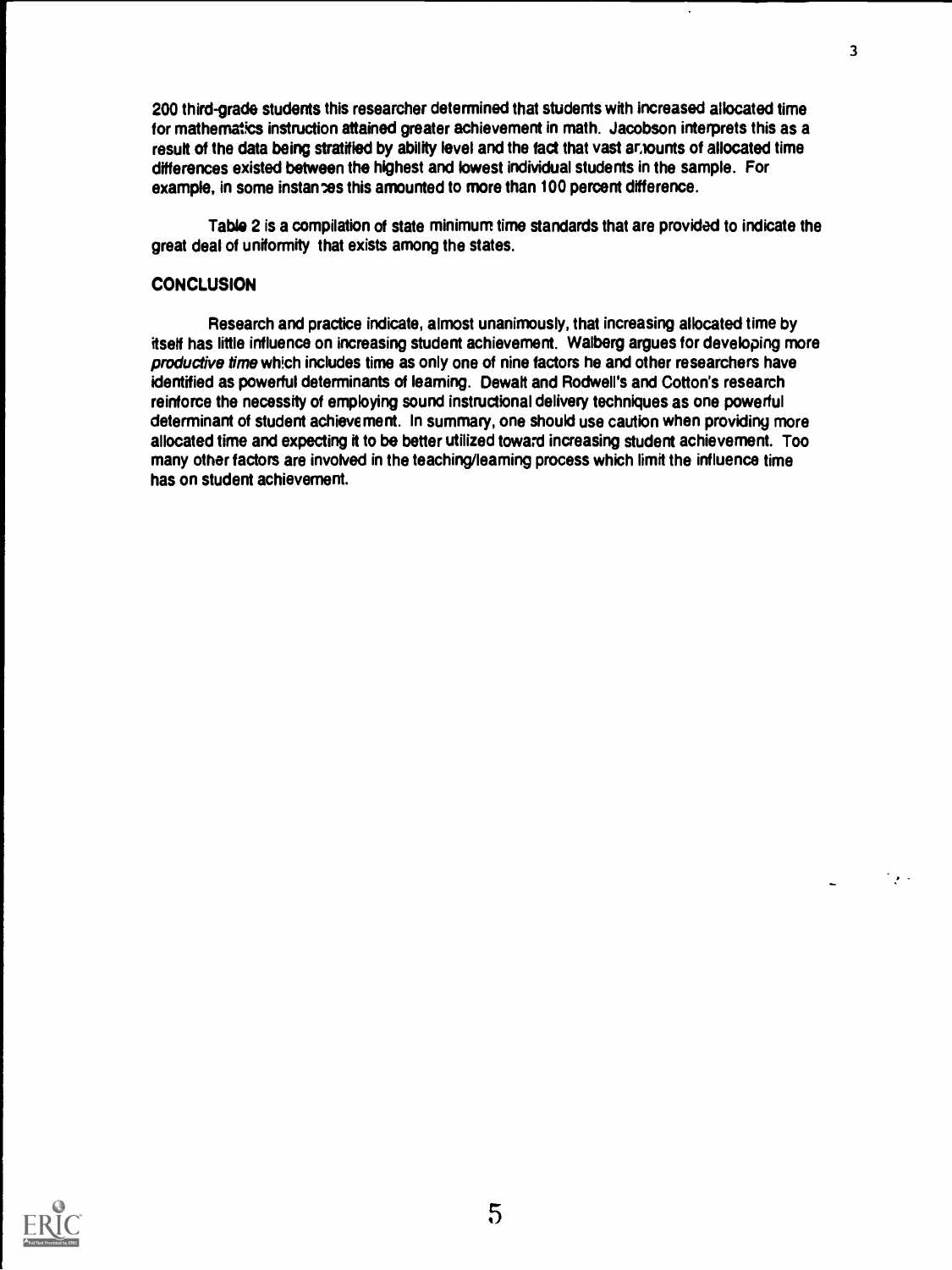200 third-grade students this researcher determined that students with increased allocated time for mathematics instruction attained greater achievement in math. Jacobson interprets this as a result of the data being stratified by ability level and the fact that vast amounts of allocated time differences existed between the highest and lowest individual students in the sample. For example, in some instances this amounted to more than 100 percent difference.

Table 2 is a compilation of state minimum time standards that are provided to indicate the great deal of uniformity that exists among the states.

## CONCLUSION

Research and practice indicate, almost unanimously, that increasing allocated time by itself has little influence on increasing student achievement. Walberg argues for developing more *productive time* which includes time as only one of nine factors he and other researchers have identified as powerful determinants of learning. Dewalt and Rodwell's and Cotton's research reinforce the necessity of employing sound instructional delivery techniques as one powerful determinant of student achievement. In summary, one should use caution when providing more allocated time and expecting it to be better utilized toward increasing student achievement. Too many other factors are involved in the teaching/learning process which limit the influence time has on student achievement.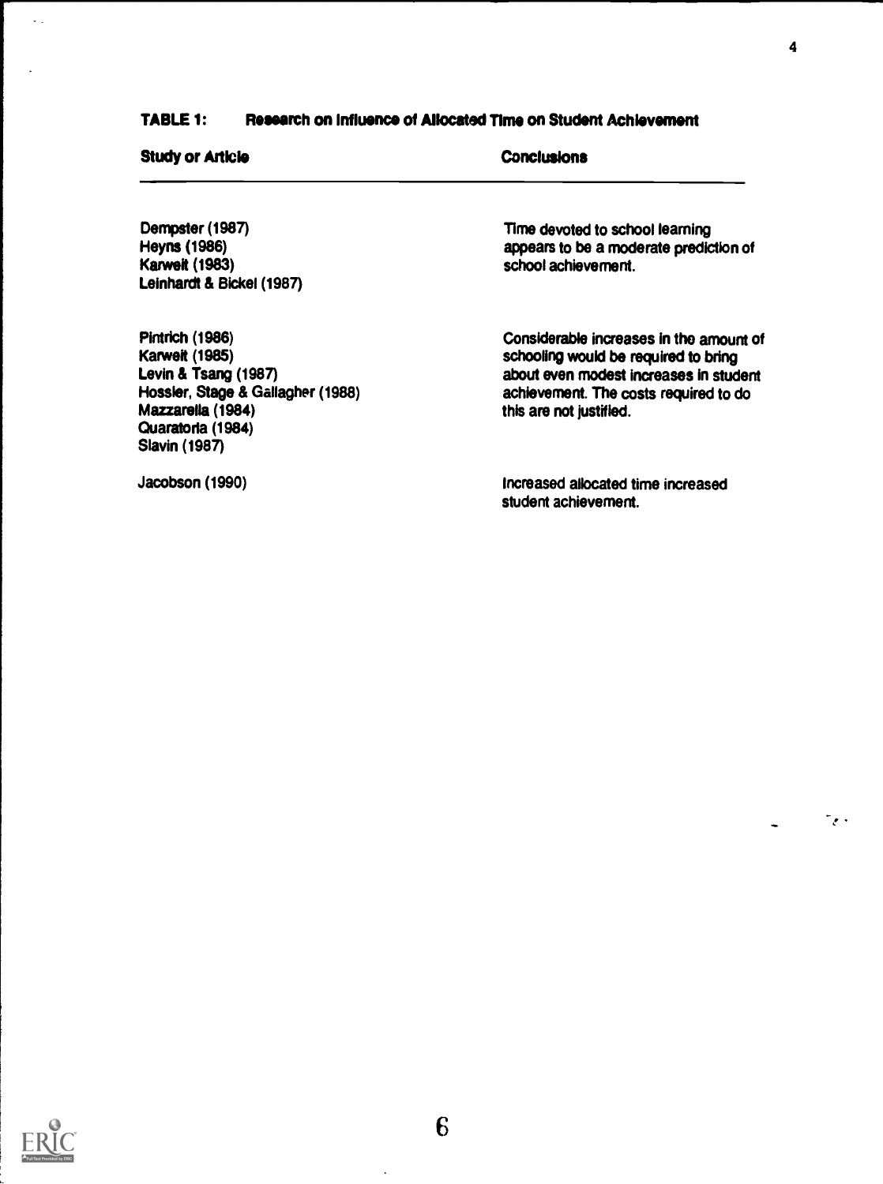**TABLE 1: Research on Influence of Allocated Time on Student Achievement**

| Study or Article | Conclusions |
|---|---|
| Dempster (1987)<br>Heyns (1986)<br>Karweit (1983)<br>Leinhardt & Bickel (1987) | Time devoted to school learning appears to be a moderate prediction of school achievement. |
| Pintrich (1986)<br>Karweit (1985)<br>Levin & Tsang (1987)<br>Hossler, Stage & Gallagher (1988)<br>Mazzarella (1984)<br>Quaratoria (1984)<br>Slavin (1987) | Considerable increases in the amount of schooling would be required to bring about even modest increases in student achievement. The costs required to do this are not justified. |
| Jacobson (1990) | Increased allocated time increased student achievement. |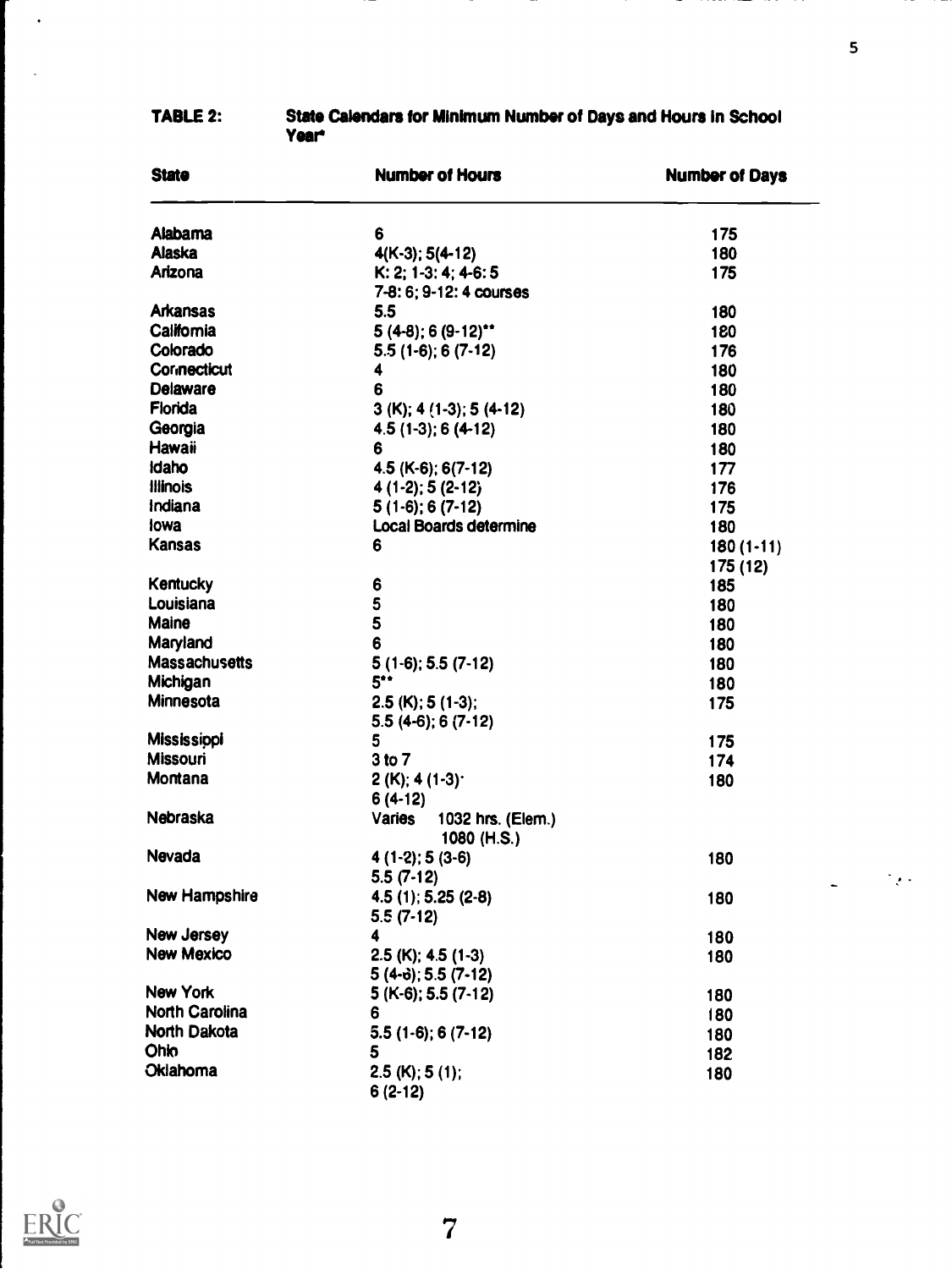**TABLE 2: State Calendars for Minimum Number of Days and Hours in School Year***

| State | Number of Hours | Number of Days |
|---|---|---|
| Alabama | 6 | 175 |
| Alaska | 4(K-3); 5(4-12) | 180 |
| Arizona | K: 2; 1-3: 4; 4-6: 5<br>7-8: 6; 9-12: 4 courses | 175 |
| Arkansas | 5.5 | 180 |
| California | 5 (4-8); 6 (9-12)** | 180 |
| Colorado | 5.5 (1-6); 6 (7-12) | 176 |
| Connecticut | 4 | 180 |
| Delaware | 6 | 180 |
| Florida | 3 (K); 4 (1-3); 5 (4-12) | 180 |
| Georgia | 4.5 (1-3); 6 (4-12) | 180 |
| Hawaii | 6 | 180 |
| Idaho | 4.5 (K-6); 6(7-12) | 177 |
| Illinois | 4 (1-2); 5 (2-12) | 176 |
| Indiana | 5 (1-6); 6 (7-12) | 175 |
| Iowa | Local Boards determine | 180 |
| Kansas | 6 | 180 (1-11)<br>175 (12) |
| Kentucky | 6 | 185 |
| Louisiana | 5 | 180 |
| Maine | 5 | 180 |
| Maryland | 6 | 180 |
| Massachusetts | 5 (1-6); 5.5 (7-12) | 180 |
| Michigan | 5** | 180 |
| Minnesota | 2.5 (K); 5 (1-3);<br>5.5 (4-6); 6 (7-12) | 175 |
| Mississippi | 5 | 175 |
| Missouri | 3 to 7 | 174 |
| Montana | 2 (K); 4 (1-3)·<br>6 (4-12) | 180 |
| Nebraska | Varies 1032 hrs. (Elem.)<br>1080 (H.S.) | |
| Nevada | 4 (1-2); 5 (3-6)<br>5.5 (7-12) | 180 |
| New Hampshire | 4.5 (1); 5.25 (2-8)<br>5.5 (7-12) | 180 |
| New Jersey | 4 | 180 |
| New Mexico | 2.5 (K); 4.5 (1-3)<br>5 (4-6); 5.5 (7-12) | 180 |
| New York | 5 (K-6); 5.5 (7-12) | 180 |
| North Carolina | 6 | 180 |
| North Dakota | 5.5 (1-6); 6 (7-12) | 180 |
| Ohio | 5 | 182 |
| Oklahoma | 2.5 (K); 5 (1);<br>6 (2-12) | 180 |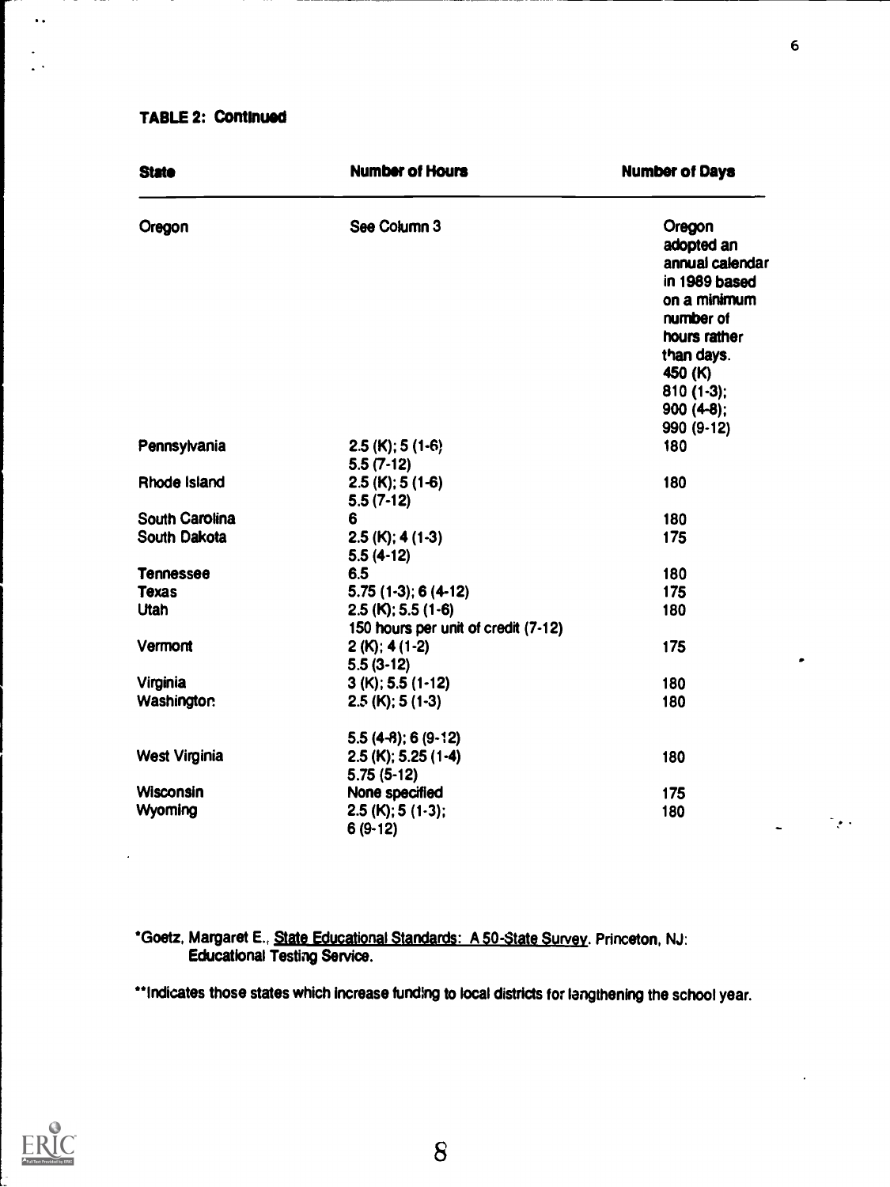**TABLE 2: Continued**

| State | Number of Hours | Number of Days |
|---|---|---|
| Oregon | See Column 3 | Oregon adopted an annual calendar in 1989 based on a minimum number of hours rather than days. 450 (K) 810 (1-3); 900 (4-8); 990 (9-12) |
| Pennsylvania | 2.5 (K); 5 (1-6) 5.5 (7-12) | 180 |
| Rhode Island | 2.5 (K); 5 (1-6) 5.5 (7-12) | 180 |
| South Carolina | 6 | 180 |
| South Dakota | 2.5 (K); 4 (1-3) 5.5 (4-12) | 175 |
| Tennessee | 6.5 | 180 |
| Texas | 5.75 (1-3); 6 (4-12) | 175 |
| Utah | 2.5 (K); 5.5 (1-6) 150 hours per unit of credit (7-12) | 180 |
| Vermont | 2 (K); 4 (1-2) 5.5 (3-12) | 175 |
| Virginia | 3 (K); 5.5 (1-12) | 180 |
| Washington | 2.5 (K); 5 (1-3) 5.5 (4-8); 6 (9-12) | 180 |
| West Virginia | 2.5 (K); 5.25 (1-4) 5.75 (5-12) | 180 |
| Wisconsin | None specified | 175 |
| Wyoming | 2.5 (K); 5 (1-3); 6 (9-12) | 180 |

*Goetz, Margaret E., State Educational Standards: A 50-State Survey. Princeton, NJ: Educational Testing Service.

**Indicates those states which increase funding to local districts for lengthening the school year.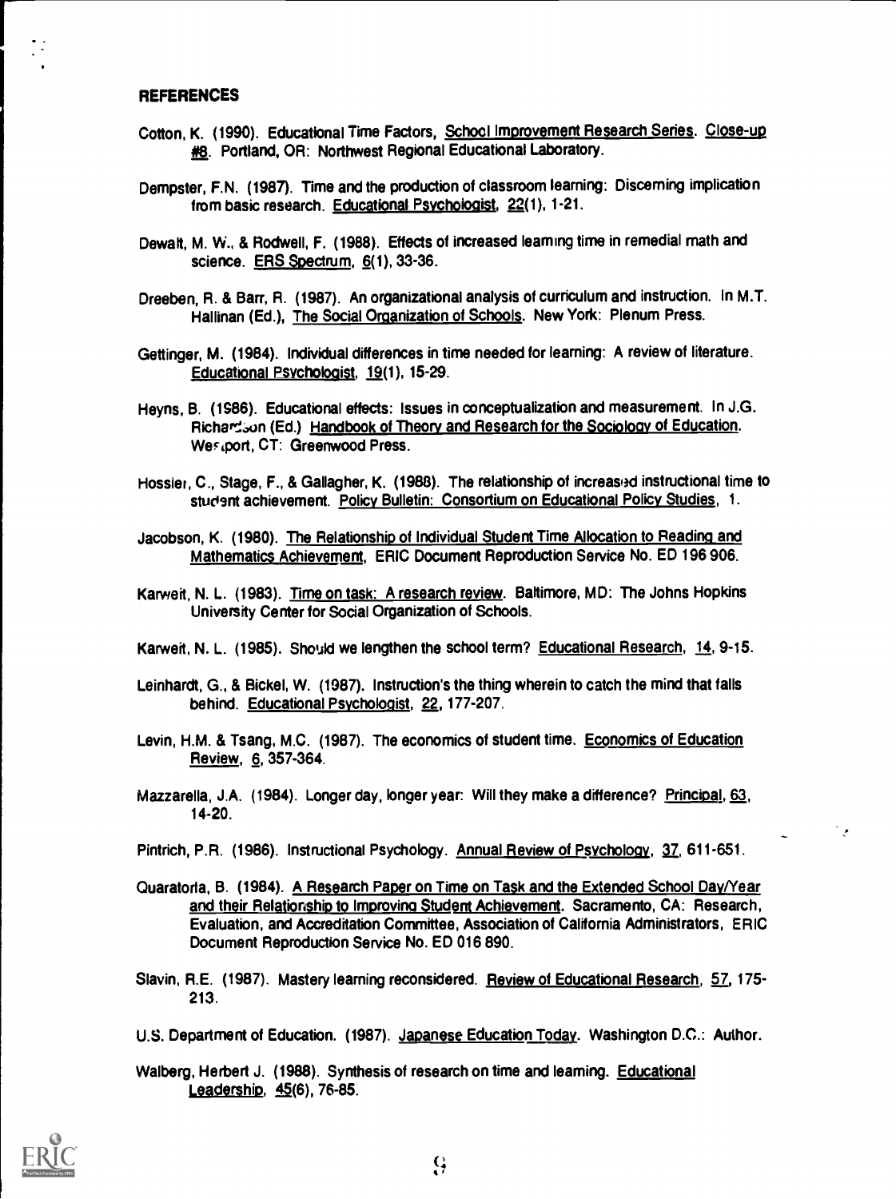## REFERENCES

Cotton, K. (1990). Educational Time Factors, School Improvement Research Series. Close-up #8. Portland, OR: Northwest Regional Educational Laboratory.

Dempster, F.N. (1987). Time and the production of classroom learning: Discerning implication from basic research. Educational Psychologist, 22(1), 1-21.

Dewalt, M. W., & Rodwell, F. (1988). Effects of increased learning time in remedial math and science. ERS Spectrum, 6(1), 33-36.

Dreeben, R. & Barr, R. (1987). An organizational analysis of curriculum and instruction. In M.T. Hallinan (Ed.), The Social Organization of Schools. New York: Plenum Press.

Gettinger, M. (1984). Individual differences in time needed for learning: A review of literature. Educational Psychologist, 19(1), 15-29.

Heyns, B. (1986). Educational effects: Issues in conceptualization and measurement. In J.G. Richardson (Ed.) Handbook of Theory and Research for the Sociology of Education. Westport, CT: Greenwood Press.

Hossler, C., Stage, F., & Gallagher, K. (1988). The relationship of increased instructional time to student achievement. Policy Bulletin: Consortium on Educational Policy Studies, 1.

Jacobson, K. (1980). The Relationship of Individual Student Time Allocation to Reading and Mathematics Achievement, ERIC Document Reproduction Service No. ED 196 906.

Karweit, N. L. (1983). Time on task: A research review. Baltimore, MD: The Johns Hopkins University Center for Social Organization of Schools.

Karweit, N. L. (1985). Should we lengthen the school term? Educational Research, 14, 9-15.

Leinhardt, G., & Bickel, W. (1987). Instruction's the thing wherein to catch the mind that falls behind. Educational Psychologist, 22, 177-207.

Levin, H.M. & Tsang, M.C. (1987). The economics of student time. Economics of Education Review, 6, 357-364.

Mazzarella, J.A. (1984). Longer day, longer year: Will they make a difference? Principal, 63, 14-20.

Pintrich, P.R. (1986). Instructional Psychology. Annual Review of Psychology, 37, 611-651.

Quaratorla, B. (1984). A Research Paper on Time on Task and the Extended School Day/Year and their Relationship to Improving Student Achievement. Sacramento, CA: Research, Evaluation, and Accreditation Committee, Association of California Administrators, ERIC Document Reproduction Service No. ED 016 890.

Slavin, R.E. (1987). Mastery learning reconsidered. Review of Educational Research, 57, 175-213.

U.S. Department of Education. (1987). Japanese Education Today. Washington D.C.: Author.

Walberg, Herbert J. (1988). Synthesis of research on time and learning. Educational Leadership, 45(6), 76-85.